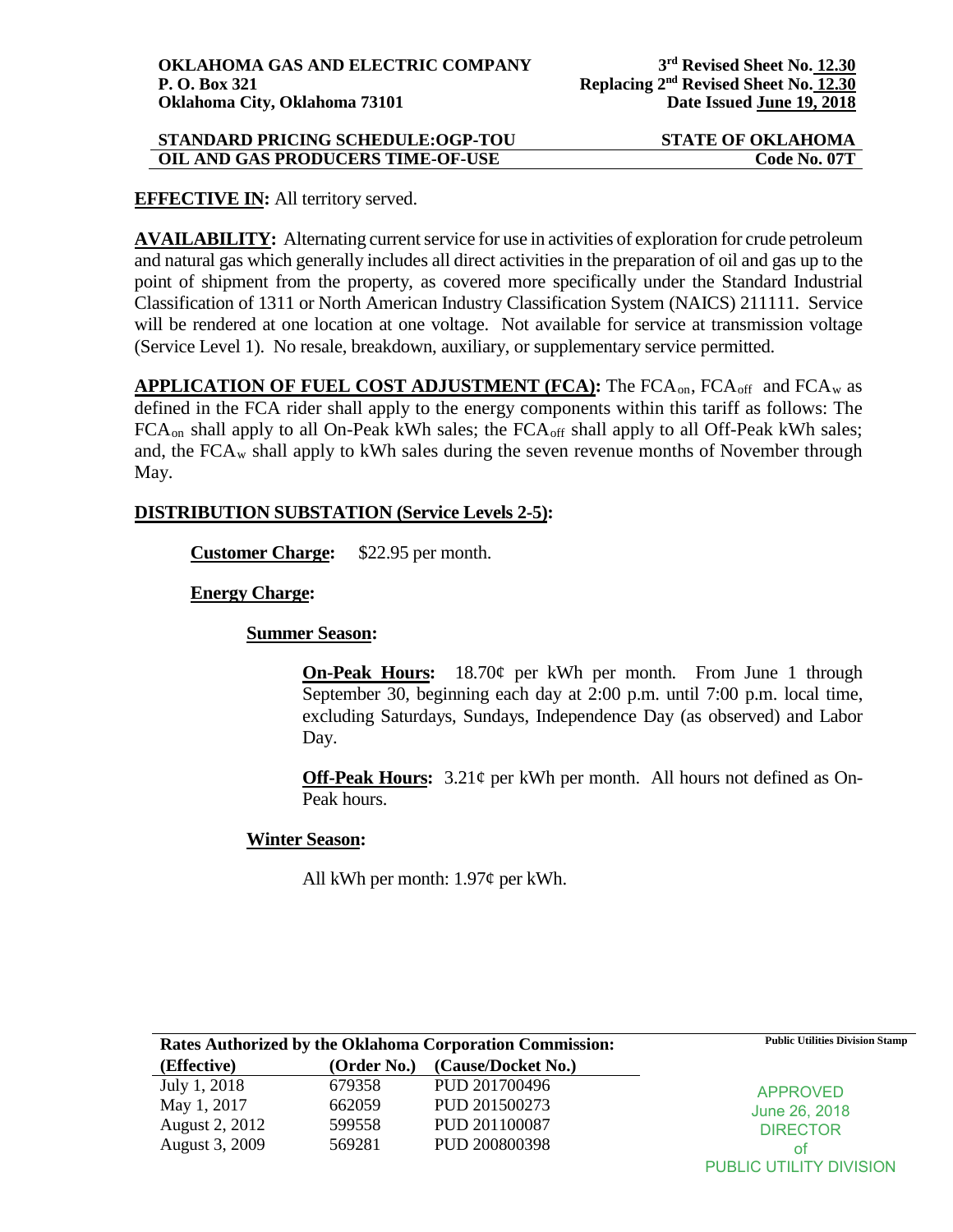**OKLAHOMA GAS AND ELECTRIC COMPANY**
**P. O. Box 321**
**Oklahoma City, Oklahoma 73101**

**3rd Revised Sheet No. 12.30**
**Replacing 2nd Revised Sheet No. 12.30**
**Date Issued June 19, 2018**

**STANDARD PRICING SCHEDULE:OGP-TOU** — **STATE OF OKLAHOMA**
**OIL AND GAS PRODUCERS TIME-OF-USE** — **Code No. 07T**

**EFFECTIVE IN:** All territory served.

**AVAILABILITY:** Alternating current service for use in activities of exploration for crude petroleum and natural gas which generally includes all direct activities in the preparation of oil and gas up to the point of shipment from the property, as covered more specifically under the Standard Industrial Classification of 1311 or North American Industry Classification System (NAICS) 211111. Service will be rendered at one location at one voltage. Not available for service at transmission voltage (Service Level 1). No resale, breakdown, auxiliary, or supplementary service permitted.

**APPLICATION OF FUEL COST ADJUSTMENT (FCA):** The $FCA_{on}$, $FCA_{off}$ and $FCA_{w}$ as defined in the FCA rider shall apply to the energy components within this tariff as follows: The $FCA_{on}$ shall apply to all On-Peak kWh sales; the $FCA_{off}$ shall apply to all Off-Peak kWh sales; and, the $FCA_{w}$ shall apply to kWh sales during the seven revenue months of November through May.

**DISTRIBUTION SUBSTATION (Service Levels 2-5):**

**Customer Charge:** $22.95 per month.

**Energy Charge:**

**Summer Season:**

**On-Peak Hours:** 18.70¢ per kWh per month. From June 1 through September 30, beginning each day at 2:00 p.m. until 7:00 p.m. local time, excluding Saturdays, Sundays, Independence Day (as observed) and Labor Day.

**Off-Peak Hours:** 3.21¢ per kWh per month. All hours not defined as On-Peak hours.

**Winter Season:**

All kWh per month: 1.97¢ per kWh.

**Rates Authorized by the Oklahoma Corporation Commission:**

| (Effective) | (Order No.) | (Cause/Docket No.) |
|---|---|---|
| July 1, 2018 | 679358 | PUD 201700496 |
| May 1, 2017 | 662059 | PUD 201500273 |
| August 2, 2012 | 599558 | PUD 201100087 |
| August 3, 2009 | 569281 | PUD 200800398 |

**Public Utilities Division Stamp**

APPROVED
June 26, 2018
DIRECTOR
of
PUBLIC UTILITY DIVISION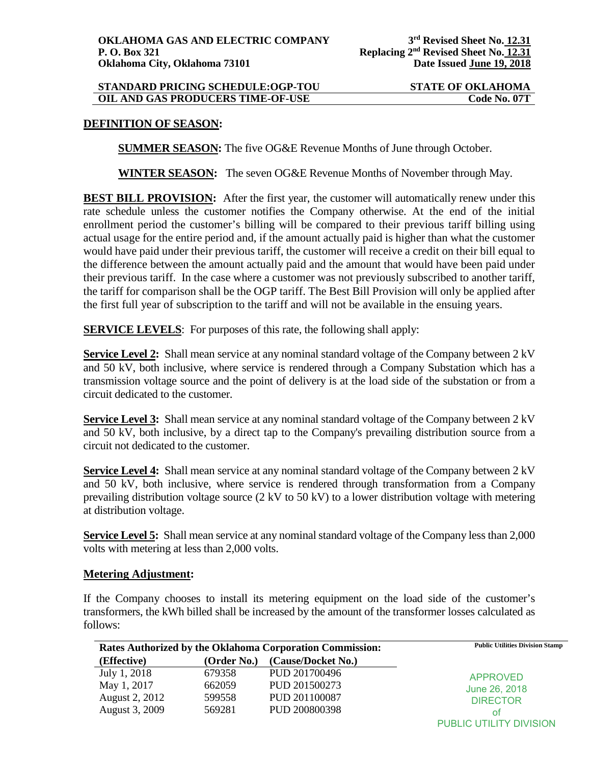## DEFINITION OF SEASON:

**SUMMER SEASON:** The five OG&E Revenue Months of June through October.

**WINTER SEASON:** The seven OG&E Revenue Months of November through May.

**BEST BILL PROVISION:** After the first year, the customer will automatically renew under this rate schedule unless the customer notifies the Company otherwise. At the end of the initial enrollment period the customer's billing will be compared to their previous tariff billing using actual usage for the entire period and, if the amount actually paid is higher than what the customer would have paid under their previous tariff, the customer will receive a credit on their bill equal to the difference between the amount actually paid and the amount that would have been paid under their previous tariff. In the case where a customer was not previously subscribed to another tariff, the tariff for comparison shall be the OGP tariff. The Best Bill Provision will only be applied after the first full year of subscription to the tariff and will not be available in the ensuing years.

**SERVICE LEVELS**: For purposes of this rate, the following shall apply:

**Service Level 2:** Shall mean service at any nominal standard voltage of the Company between 2 kV and 50 kV, both inclusive, where service is rendered through a Company Substation which has a transmission voltage source and the point of delivery is at the load side of the substation or from a circuit dedicated to the customer.

**Service Level 3:** Shall mean service at any nominal standard voltage of the Company between 2 kV and 50 kV, both inclusive, by a direct tap to the Company's prevailing distribution source from a circuit not dedicated to the customer.

**Service Level 4:** Shall mean service at any nominal standard voltage of the Company between 2 kV and 50 kV, both inclusive, where service is rendered through transformation from a Company prevailing distribution voltage source (2 kV to 50 kV) to a lower distribution voltage with metering at distribution voltage.

**Service Level 5:** Shall mean service at any nominal standard voltage of the Company less than 2,000 volts with metering at less than 2,000 volts.

## Metering Adjustment:

If the Company chooses to install its metering equipment on the load side of the customer's transformers, the kWh billed shall be increased by the amount of the transformer losses calculated as follows: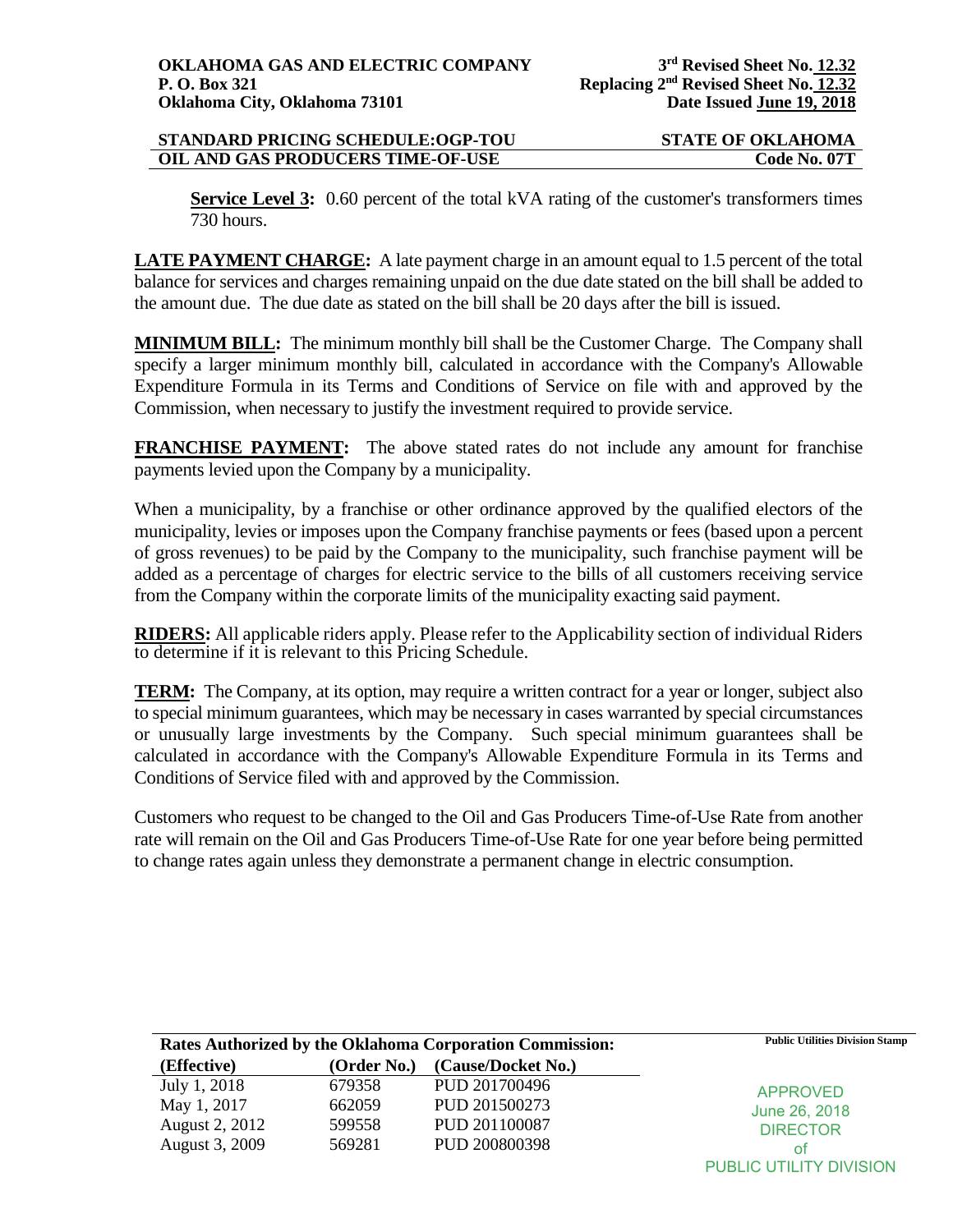**Service Level 3:** 0.60 percent of the total kVA rating of the customer's transformers times 730 hours.

**LATE PAYMENT CHARGE:** A late payment charge in an amount equal to 1.5 percent of the total balance for services and charges remaining unpaid on the due date stated on the bill shall be added to the amount due. The due date as stated on the bill shall be 20 days after the bill is issued.

**MINIMUM BILL:** The minimum monthly bill shall be the Customer Charge. The Company shall specify a larger minimum monthly bill, calculated in accordance with the Company's Allowable Expenditure Formula in its Terms and Conditions of Service on file with and approved by the Commission, when necessary to justify the investment required to provide service.

**FRANCHISE PAYMENT:** The above stated rates do not include any amount for franchise payments levied upon the Company by a municipality.

When a municipality, by a franchise or other ordinance approved by the qualified electors of the municipality, levies or imposes upon the Company franchise payments or fees (based upon a percent of gross revenues) to be paid by the Company to the municipality, such franchise payment will be added as a percentage of charges for electric service to the bills of all customers receiving service from the Company within the corporate limits of the municipality exacting said payment.

**RIDERS:** All applicable riders apply. Please refer to the Applicability section of individual Riders to determine if it is relevant to this Pricing Schedule.

**TERM:** The Company, at its option, may require a written contract for a year or longer, subject also to special minimum guarantees, which may be necessary in cases warranted by special circumstances or unusually large investments by the Company. Such special minimum guarantees shall be calculated in accordance with the Company's Allowable Expenditure Formula in its Terms and Conditions of Service filed with and approved by the Commission.

Customers who request to be changed to the Oil and Gas Producers Time-of-Use Rate from another rate will remain on the Oil and Gas Producers Time-of-Use Rate for one year before being permitted to change rates again unless they demonstrate a permanent change in electric consumption.

**Rates Authorized by the Oklahoma Corporation Commission:**

| (Effective) | (Order No.) | (Cause/Docket No.) |
|---|---|---|
| July 1, 2018 | 679358 | PUD 201700496 |
| May 1, 2017 | 662059 | PUD 201500273 |
| August 2, 2012 | 599558 | PUD 201100087 |
| August 3, 2009 | 569281 | PUD 200800398 |

Public Utilities Division Stamp

APPROVED
June 26, 2018
DIRECTOR
of
PUBLIC UTILITY DIVISION